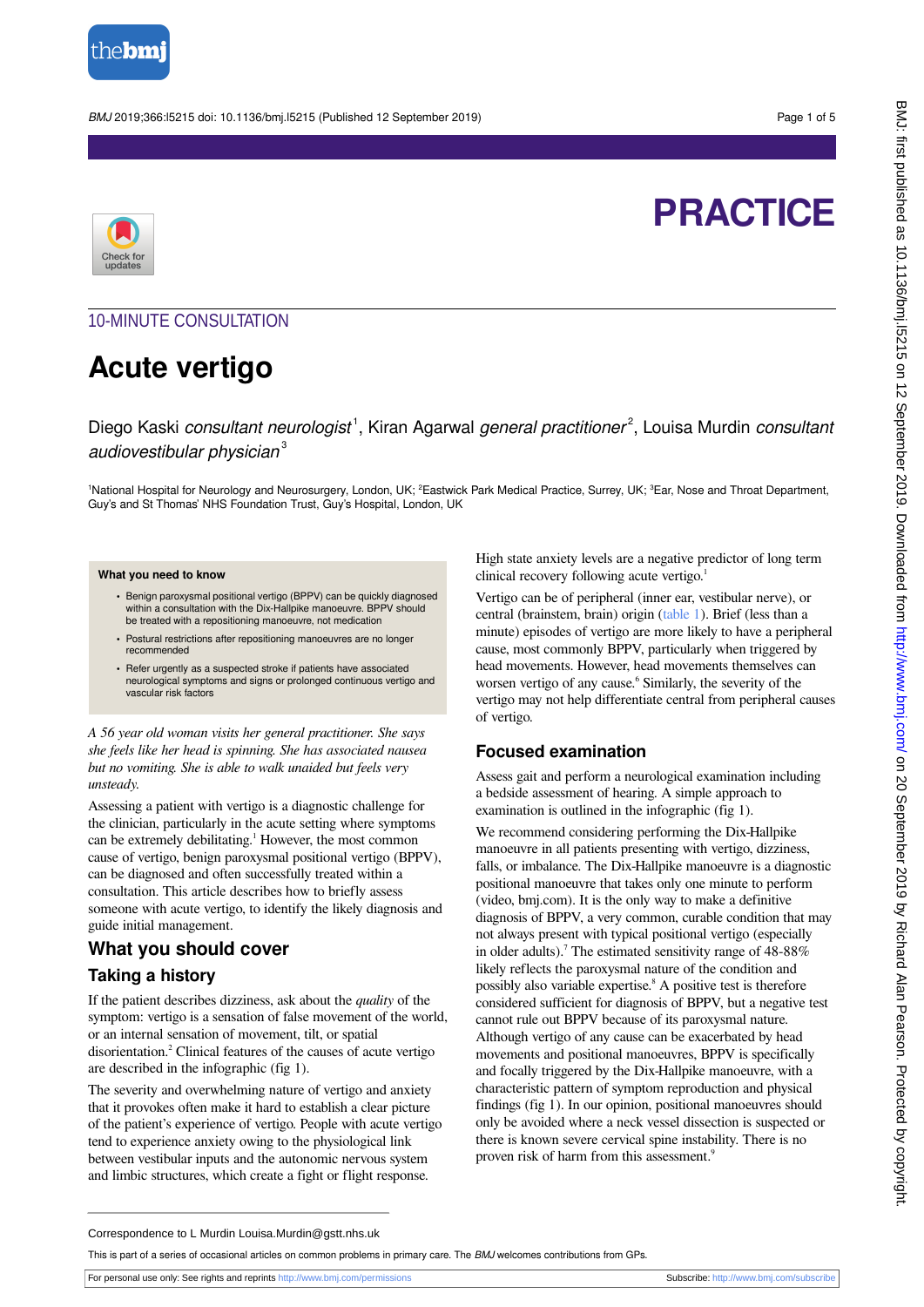# PRACTICE

## 10-MINUTE CONSULTATION

# Acute vertigo

Diego Kaski *consultant neurologist*[1], Kiran Agarwal *general practitioner*[2], Louisa Murdin *consultant audiovestibular physician*[3]

[1]National Hospital for Neurology and Neurosurgery, London, UK; [2]Eastwick Park Medical Practice, Surrey, UK; [3]Ear, Nose and Throat Department, Guy's and St Thomas' NHS Foundation Trust, Guy's Hospital, London, UK

> **What you need to know**
>
> - Benign paroxysmal positional vertigo (BPPV) can be quickly diagnosed within a consultation with the Dix-Hallpike manoeuvre. BPPV should be treated with a repositioning manoeuvre, not medication
> - Postural restrictions after repositioning manoeuvres are no longer recommended
> - Refer urgently as a suspected stroke if patients have associated neurological symptoms and signs or prolonged continuous vertigo and vascular risk factors

*A 56 year old woman visits her general practitioner. She says she feels like her head is spinning. She has associated nausea but no vomiting. She is able to walk unaided but feels very unsteady.*

Assessing a patient with vertigo is a diagnostic challenge for the clinician, particularly in the acute setting where symptoms can be extremely debilitating.[1] However, the most common cause of vertigo, benign paroxysmal positional vertigo (BPPV), can be diagnosed and often successfully treated within a consultation. This article describes how to briefly assess someone with acute vertigo, to identify the likely diagnosis and guide initial management.

## What you should cover

### Taking a history

If the patient describes dizziness, ask about the *quality* of the symptom: vertigo is a sensation of false movement of the world, or an internal sensation of movement, tilt, or spatial disorientation.[2] Clinical features of the causes of acute vertigo are described in the infographic (fig 1).

The severity and overwhelming nature of vertigo and anxiety that it provokes often make it hard to establish a clear picture of the patient's experience of vertigo. People with acute vertigo tend to experience anxiety owing to the physiological link between vestibular inputs and the autonomic nervous system and limbic structures, which create a fight or flight response.

High state anxiety levels are a negative predictor of long term clinical recovery following acute vertigo.[1]

Vertigo can be of peripheral (inner ear, vestibular nerve), or central (brainstem, brain) origin (table 1). Brief (less than a minute) episodes of vertigo are more likely to have a peripheral cause, most commonly BPPV, particularly when triggered by head movements. However, head movements themselves can worsen vertigo of any cause.[6] Similarly, the severity of the vertigo may not help differentiate central from peripheral causes of vertigo.

### Focused examination

Assess gait and perform a neurological examination including a bedside assessment of hearing. A simple approach to examination is outlined in the infographic (fig 1).

We recommend considering performing the Dix-Hallpike manoeuvre in all patients presenting with vertigo, dizziness, falls, or imbalance. The Dix-Hallpike manoeuvre is a diagnostic positional manoeuvre that takes only one minute to perform (video, bmj.com). It is the only way to make a definitive diagnosis of BPPV, a very common, curable condition that may not always present with typical positional vertigo (especially in older adults).[7] The estimated sensitivity range of 48-88% likely reflects the paroxysmal nature of the condition and possibly also variable expertise.[8] A positive test is therefore considered sufficient for diagnosis of BPPV, but a negative test cannot rule out BPPV because of its paroxysmal nature. Although vertigo of any cause can be exacerbated by head movements and positional manoeuvres, BPPV is specifically and focally triggered by the Dix-Hallpike manoeuvre, with a characteristic pattern of symptom reproduction and physical findings (fig 1). In our opinion, positional manoeuvres should only be avoided where a neck vessel dissection is suspected or there is known severe cervical spine instability. There is no proven risk of harm from this assessment.[9]

Correspondence to L Murdin Louisa.Murdin@gstt.nhs.uk

This is part of a series of occasional articles on common problems in primary care. The *BMJ* welcomes contributions from GPs.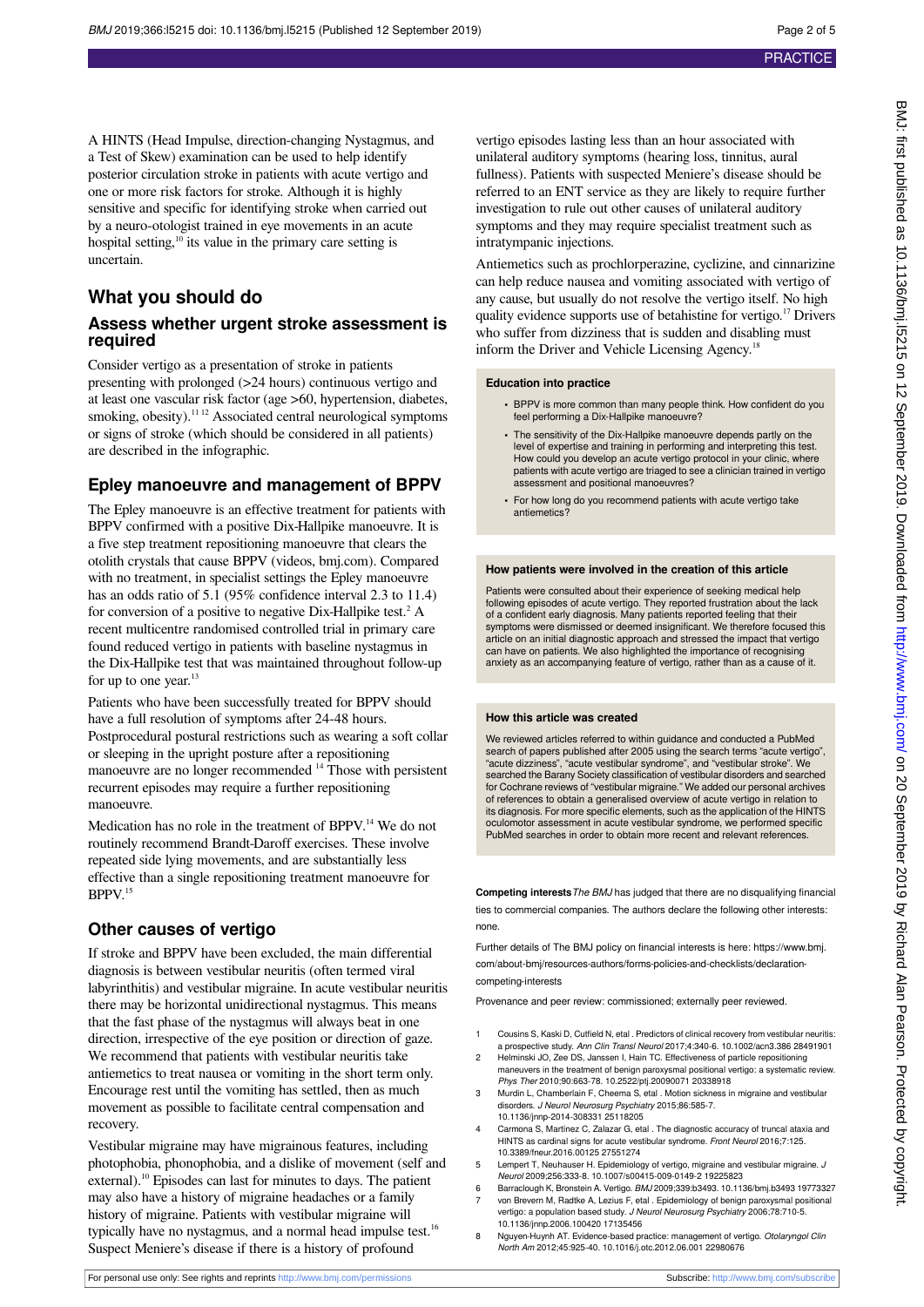A HINTS (Head Impulse, direction-changing Nystagmus, and a Test of Skew) examination can be used to help identify posterior circulation stroke in patients with acute vertigo and one or more risk factors for stroke. Although it is highly sensitive and specific for identifying stroke when carried out by a neuro-otologist trained in eye movements in an acute hospital setting,[10] its value in the primary care setting is uncertain.

## What you should do

### Assess whether urgent stroke assessment is required

Consider vertigo as a presentation of stroke in patients presenting with prolonged (>24 hours) continuous vertigo and at least one vascular risk factor (age >60, hypertension, diabetes, smoking, obesity).[11 12] Associated central neurological symptoms or signs of stroke (which should be considered in all patients) are described in the infographic.

### Epley manoeuvre and management of BPPV

The Epley manoeuvre is an effective treatment for patients with BPPV confirmed with a positive Dix-Hallpike manoeuvre. It is a five step treatment repositioning manoeuvre that clears the otolith crystals that cause BPPV (videos, bmj.com). Compared with no treatment, in specialist settings the Epley manoeuvre has an odds ratio of 5.1 (95% confidence interval 2.3 to 11.4) for conversion of a positive to negative Dix-Hallpike test.[2] A recent multicentre randomised controlled trial in primary care found reduced vertigo in patients with baseline nystagmus in the Dix-Hallpike test that was maintained throughout follow-up for up to one year.[13]

Patients who have been successfully treated for BPPV should have a full resolution of symptoms after 24-48 hours. Postprocedural postural restrictions such as wearing a soft collar or sleeping in the upright posture after a repositioning manoeuvre are no longer recommended [14] Those with persistent recurrent episodes may require a further repositioning manoeuvre.

Medication has no role in the treatment of BPPV.[14] We do not routinely recommend Brandt-Daroff exercises. These involve repeated side lying movements, and are substantially less effective than a single repositioning treatment manoeuvre for BPPV.[15]

### Other causes of vertigo

If stroke and BPPV have been excluded, the main differential diagnosis is between vestibular neuritis (often termed viral labyrinthitis) and vestibular migraine. In acute vestibular neuritis there may be horizontal unidirectional nystagmus. This means that the fast phase of the nystagmus will always beat in one direction, irrespective of the eye position or direction of gaze. We recommend that patients with vestibular neuritis take antiemetics to treat nausea or vomiting in the short term only. Encourage rest until the vomiting has settled, then as much movement as possible to facilitate central compensation and recovery.

Vestibular migraine may have migrainous features, including photophobia, phonophobia, and a dislike of movement (self and external).[10] Episodes can last for minutes to days. The patient may also have a history of migraine headaches or a family history of migraine. Patients with vestibular migraine will typically have no nystagmus, and a normal head impulse test.[16] Suspect Meniere's disease if there is a history of profound vertigo episodes lasting less than an hour associated with unilateral auditory symptoms (hearing loss, tinnitus, aural fullness). Patients with suspected Meniere's disease should be referred to an ENT service as they are likely to require further investigation to rule out other causes of unilateral auditory symptoms and they may require specialist treatment such as intratympanic injections.

Antiemetics such as prochlorperazine, cyclizine, and cinnarizine can help reduce nausea and vomiting associated with vertigo of any cause, but usually do not resolve the vertigo itself. No high quality evidence supports use of betahistine for vertigo.[17] Drivers who suffer from dizziness that is sudden and disabling must inform the Driver and Vehicle Licensing Agency.[18]

#### Education into practice

- BPPV is more common than many people think. How confident do you feel performing a Dix-Hallpike manoeuvre?
- The sensitivity of the Dix-Hallpike manoeuvre depends partly on the level of expertise and training in performing and interpreting this test. How could you develop an acute vertigo protocol in your clinic, where patients with acute vertigo are triaged to see a clinician trained in vertigo assessment and positional manoeuvres?
- For how long do you recommend patients with acute vertigo take antiemetics?

#### How patients were involved in the creation of this article

Patients were consulted about their experience of seeking medical help following episodes of acute vertigo. They reported frustration about the lack of a confident early diagnosis. Many patients reported feeling that their symptoms were dismissed or deemed insignificant. We therefore focused this article on an initial diagnostic approach and stressed the impact that vertigo can have on patients. We also highlighted the importance of recognising anxiety as an accompanying feature of vertigo, rather than as a cause of it.

#### How this article was created

We reviewed articles referred to within guidance and conducted a PubMed search of papers published after 2005 using the search terms "acute vertigo", "acute dizziness", "acute vestibular syndrome", and "vestibular stroke". We searched the Barany Society classification of vestibular disorders and searched for Cochrane reviews of "vestibular migraine." We added our personal archives of references to obtain a generalised overview of acute vertigo in relation to its diagnosis. For more specific elements, such as the application of the HINTS oculomotor assessment in acute vestibular syndrome, we performed specific PubMed searches in order to obtain more recent and relevant references.

**Competing interests** *The BMJ* has judged that there are no disqualifying financial ties to commercial companies. The authors declare the following other interests: none.

Further details of The BMJ policy on financial interests is here: https://www.bmj.com/about-bmj/resources-authors/forms-policies-and-checklists/declaration-competing-interests

Provenance and peer review: commissioned; externally peer reviewed.

1. Cousins S, Kaski D, Cutfield N, etal . Predictors of clinical recovery from vestibular neuritis: a prospective study. *Ann Clin Transl Neurol* 2017;4:340-6. 10.1002/acn3.386 28491901
2. Helminski JO, Zee DS, Janssen I, Hain TC. Effectiveness of particle repositioning maneuvers in the treatment of benign paroxysmal positional vertigo: a systematic review. *Phys Ther* 2010;90:663-78. 10.2522/ptj.20090071 20338918
3. Murdin L, Chamberlain F, Cheema S, etal . Motion sickness in migraine and vestibular disorders. *J Neurol Neurosurg Psychiatry* 2015;86:585-7. 10.1136/jnnp-2014-308331 25118205
4. Carmona S, Martínez C, Zalazar G, etal . The diagnostic accuracy of truncal ataxia and HINTS as cardinal signs for acute vestibular syndrome. *Front Neurol* 2016;7:125. 10.3389/fneur.2016.00125 27551274
5. Lempert T, Neuhauser H. Epidemiology of vertigo, migraine and vestibular migraine. *J Neurol* 2009;256:333-8. 10.1007/s00415-009-0149-2 19225823
6. Barraclough K, Bronstein A. Vertigo. *BMJ* 2009;339:b3493. 10.1136/bmj.b3493 19773327
7. von Brevern M, Radtke A, Lezius F, etal . Epidemiology of benign paroxysmal positional vertigo: a population based study. *J Neurol Neurosurg Psychiatry* 2006;78:710-5. 10.1136/jnnp.2006.100420 17135456
8. Nguyen-Huynh AT. Evidence-based practice: management of vertigo. *Otolaryngol Clin North Am* 2012;45:925-40. 10.1016/j.otc.2012.06.001 22980676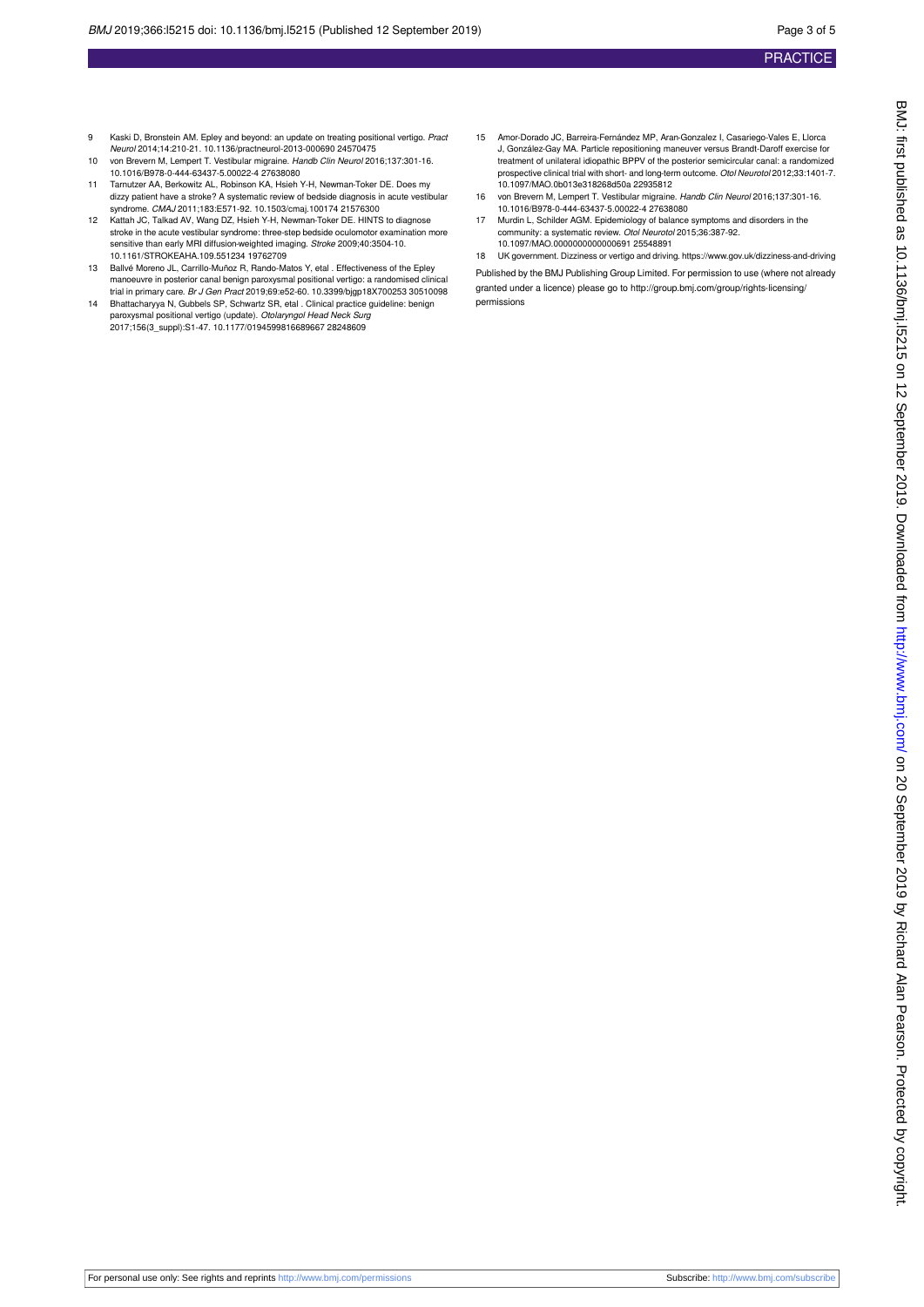9 Kaski D, Bronstein AM. Epley and beyond: an update on treating positional vertigo. *Pract Neurol* 2014;14:210-21. 10.1136/practneurol-2013-000690 24570475

10 von Brevern M, Lempert T. Vestibular migraine. *Handb Clin Neurol* 2016;137:301-16. 10.1016/B978-0-444-63437-5.00022-4 27638080

11 Tarnutzer AA, Berkowitz AL, Robinson KA, Hsieh Y-H, Newman-Toker DE. Does my dizzy patient have a stroke? A systematic review of bedside diagnosis in acute vestibular syndrome. *CMAJ* 2011;183:E571-92. 10.1503/cmaj.100174 21576300

12 Kattah JC, Talkad AV, Wang DZ, Hsieh Y-H, Newman-Toker DE. HINTS to diagnose stroke in the acute vestibular syndrome: three-step bedside oculomotor examination more sensitive than early MRI diffusion-weighted imaging. *Stroke* 2009;40:3504-10. 10.1161/STROKEAHA.109.551234 19762709

13 Ballvé Moreno JL, Carrillo-Muñoz R, Rando-Matos Y, etal . Effectiveness of the Epley manoeuvre in posterior canal benign paroxysmal positional vertigo: a randomised clinical trial in primary care. *Br J Gen Pract* 2019;69:e52-60. 10.3399/bjgp18X700253 30510098

14 Bhattacharyya N, Gubbels SP, Schwartz SR, etal . Clinical practice guideline: benign paroxysmal positional vertigo (update). *Otolaryngol Head Neck Surg* 2017;156(3_suppl):S1-47. 10.1177/0194599816689667 28248609

15 Amor-Dorado JC, Barreira-Fernández MP, Aran-Gonzalez I, Casariego-Vales E, Llorca J, González-Gay MA. Particle repositioning maneuver versus Brandt-Daroff exercise for treatment of unilateral idiopathic BPPV of the posterior semicircular canal: a randomized prospective clinical trial with short- and long-term outcome. *Otol Neurotol* 2012;33:1401-7. 10.1097/MAO.0b013e318268d50a 22935812

16 von Brevern M, Lempert T. Vestibular migraine. *Handb Clin Neurol* 2016;137:301-16. 10.1016/B978-0-444-63437-5.00022-4 27638080

17 Murdin L, Schilder AGM. Epidemiology of balance symptoms and disorders in the community: a systematic review. *Otol Neurotol* 2015;36:387-92. 10.1097/MAO.0000000000000691 25548891

18 UK government. Dizziness or vertigo and driving. https://www.gov.uk/dizziness-and-driving

Published by the BMJ Publishing Group Limited. For permission to use (where not already granted under a licence) please go to http://group.bmj.com/group/rights-licensing/permissions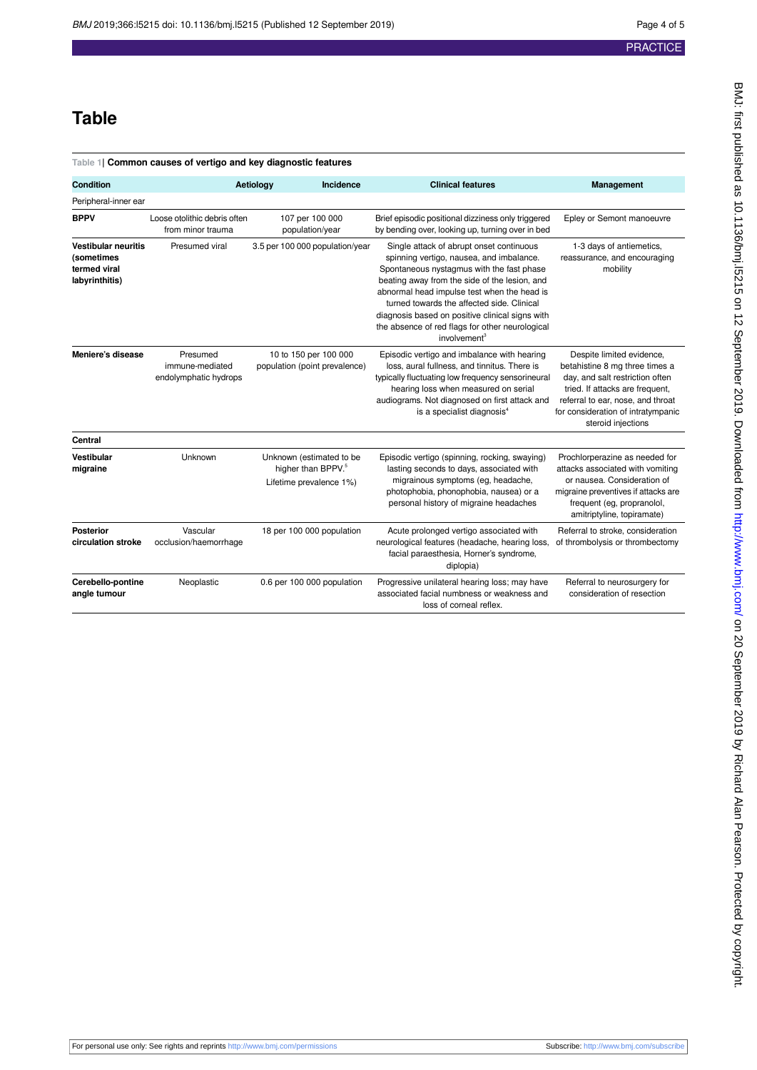# Table

**Table 1| Common causes of vertigo and key diagnostic features**

| Condition | Aetiology | Incidence | Clinical features | Management |
|---|---|---|---|---|
| Peripheral-inner ear | | | | |
| **BPPV** | Loose otolithic debris often from minor trauma | 107 per 100 000 population/year | Brief episodic positional dizziness only triggered by bending over, looking up, turning over in bed | Epley or Semont manoeuvre |
| **Vestibular neuritis (sometimes termed viral labyrinthitis)** | Presumed viral | 3.5 per 100 000 population/year | Single attack of abrupt onset continuous spinning vertigo, nausea, and imbalance. Spontaneous nystagmus with the fast phase beating away from the side of the lesion, and abnormal head impulse test when the head is turned towards the affected side. Clinical diagnosis based on positive clinical signs with the absence of red flags for other neurological involvement[3] | 1-3 days of antiemetics, reassurance, and encouraging mobility |
| **Meniere's disease** | Presumed immune-mediated endolymphatic hydrops | 10 to 150 per 100 000 population (point prevalence) | Episodic vertigo and imbalance with hearing loss, aural fullness, and tinnitus. There is typically fluctuating low frequency sensorineural hearing loss when measured on serial audiograms. Not diagnosed on first attack and is a specialist diagnosis[4] | Despite limited evidence, betahistine 8 mg three times a day, and salt restriction often tried. If attacks are frequent, referral to ear, nose, and throat for consideration of intratympanic steroid injections |
| **Central** | | | | |
| **Vestibular migraine** | Unknown | Unknown (estimated to be higher than BPPV.[5] Lifetime prevalence 1%) | Episodic vertigo (spinning, rocking, swaying) lasting seconds to days, associated with migrainous symptoms (eg, headache, photophobia, phonophobia, nausea) or a personal history of migraine headaches | Prochlorperazine as needed for attacks associated with vomiting or nausea. Consideration of migraine preventives if attacks are frequent (eg, propranolol, amitriptyline, topiramate) |
| **Posterior circulation stroke** | Vascular occlusion/haemorrhage | 18 per 100 000 population | Acute prolonged vertigo associated with neurological features (headache, hearing loss, facial paraesthesia, Horner's syndrome, diplopia) | Referral to stroke, consideration of thrombolysis or thrombectomy |
| **Cerebello-pontine angle tumour** | Neoplastic | 0.6 per 100 000 population | Progressive unilateral hearing loss; may have associated facial numbness or weakness and loss of corneal reflex. | Referral to neurosurgery for consideration of resection |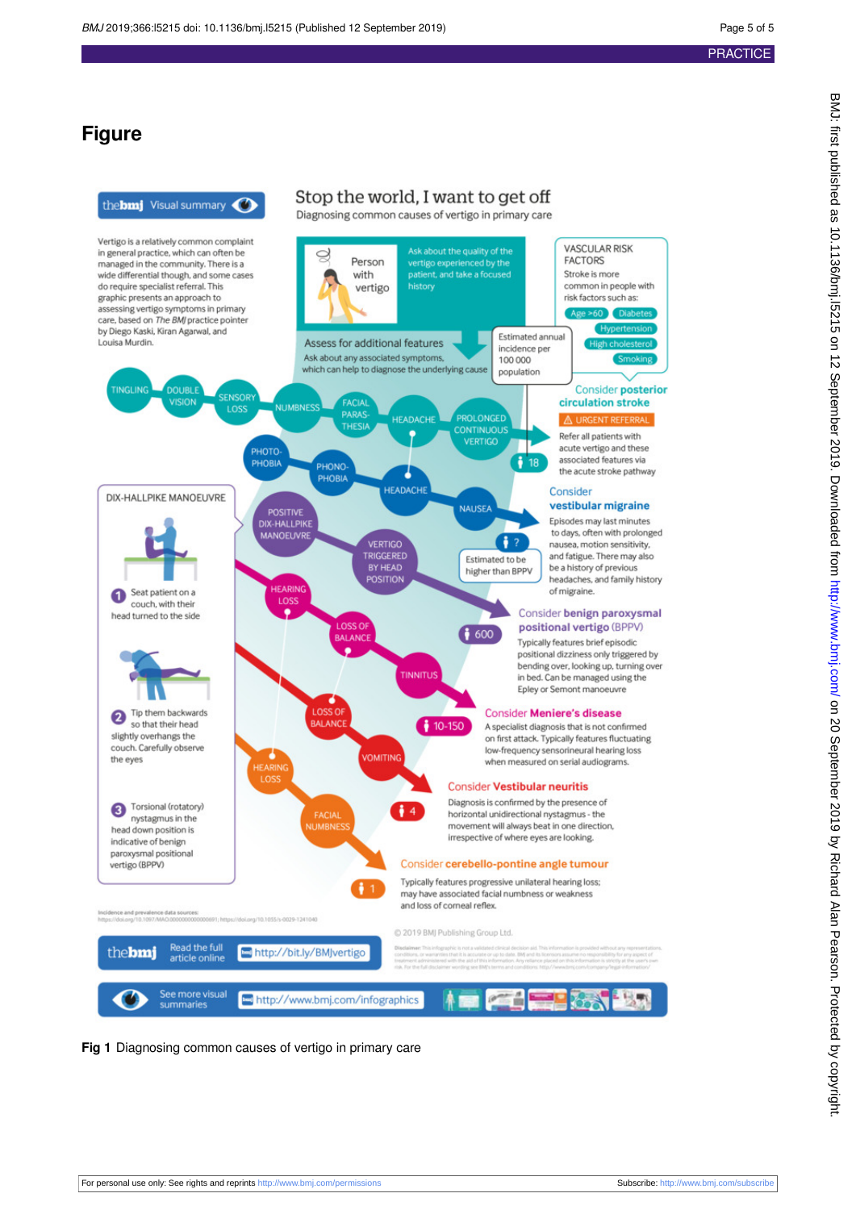# Figure

thebmj Visual summary

# Stop the world, I want to get off

Diagnosing common causes of vertigo in primary care

Vertigo is a relatively common complaint in general practice, which can often be managed in the community. There is a wide differential though, and some cases do require specialist referral. This graphic presents an approach to assessing vertigo symptoms in primary care, based on *The BMJ* practice pointer by Diego Kaski, Kiran Agarwal, and Louisa Murdin.

Person with vertigo

Ask about the quality of the vertigo experienced by the patient, and take a focused history

Assess for additional features

Ask about any associated symptoms, which can help to diagnose the underlying cause

Estimated annual incidence per 100 000 population

VASCULAR RISK FACTORS

Stroke is more common in people with risk factors such as:

Age >60, Diabetes, Hypertension, High cholesterol, Smoking

TINGLING, DOUBLE VISION, SENSORY LOSS, NUMBNESS, FACIAL PARAS-THESIA, HEADACHE, PROLONGED CONTINUOUS VERTIGO

18

Consider **posterior circulation stroke**

URGENT REFERRAL

Refer all patients with acute vertigo and these associated features via the acute stroke pathway

PHOTO-PHOBIA, PHONO-PHOBIA, HEADACHE, NAUSEA

?

Estimated to be higher than BPPV

Consider **vestibular migraine**

Episodes may last minutes to days, often with prolonged nausea, motion sensitivity, and fatigue. There may also be a history of previous headaches, and family history of migraine.

POSITIVE DIX-HALLPIKE MANOEUVRE, VERTIGO TRIGGERED BY HEAD POSITION

600

Consider **benign paroxysmal positional vertigo** (BPPV)

Typically features brief episodic positional dizziness only triggered by bending over, looking up, turning over in bed. Can be managed using the Epley or Semont manoeuvre

HEARING LOSS, LOSS OF BALANCE, TINNITUS

10-150

Consider **Meniere's disease**

A specialist diagnosis that is not confirmed on first attack. Typically features fluctuating low-frequency sensorineural hearing loss when measured on serial audiograms.

LOSS OF BALANCE, VOMITING

4

Consider **Vestibular neuritis**

Diagnosis is confirmed by the presence of horizontal unidirectional nystagmus - the movement will always beat in one direction, irrespective of where eyes are looking.

HEARING LOSS, FACIAL NUMBNESS

1

Consider **cerebello-pontine angle tumour**

Typically features progressive unilateral hearing loss; may have associated facial numbness or weakness and loss of corneal reflex.

DIX-HALLPIKE MANOEUVRE

1. Seat patient on a couch, with their head turned to the side
2. Tip them backwards so that their head slightly overhangs the couch. Carefully observe the eyes
3. Torsional (rotatory) nystagmus in the head down position is indicative of benign paroxysmal positional vertigo (BPPV)

Incidence and prevalence data sources: https://doi.org/10.1097/MAO.0000000000000691; https://doi.org/10.1055/s-0029-1241040

© 2019 BMJ Publishing Group Ltd.

Read the full article online http://bit.ly/BMJvertigo

See more visual summaries http://www.bmj.com/infographics

**Fig 1** Diagnosing common causes of vertigo in primary care